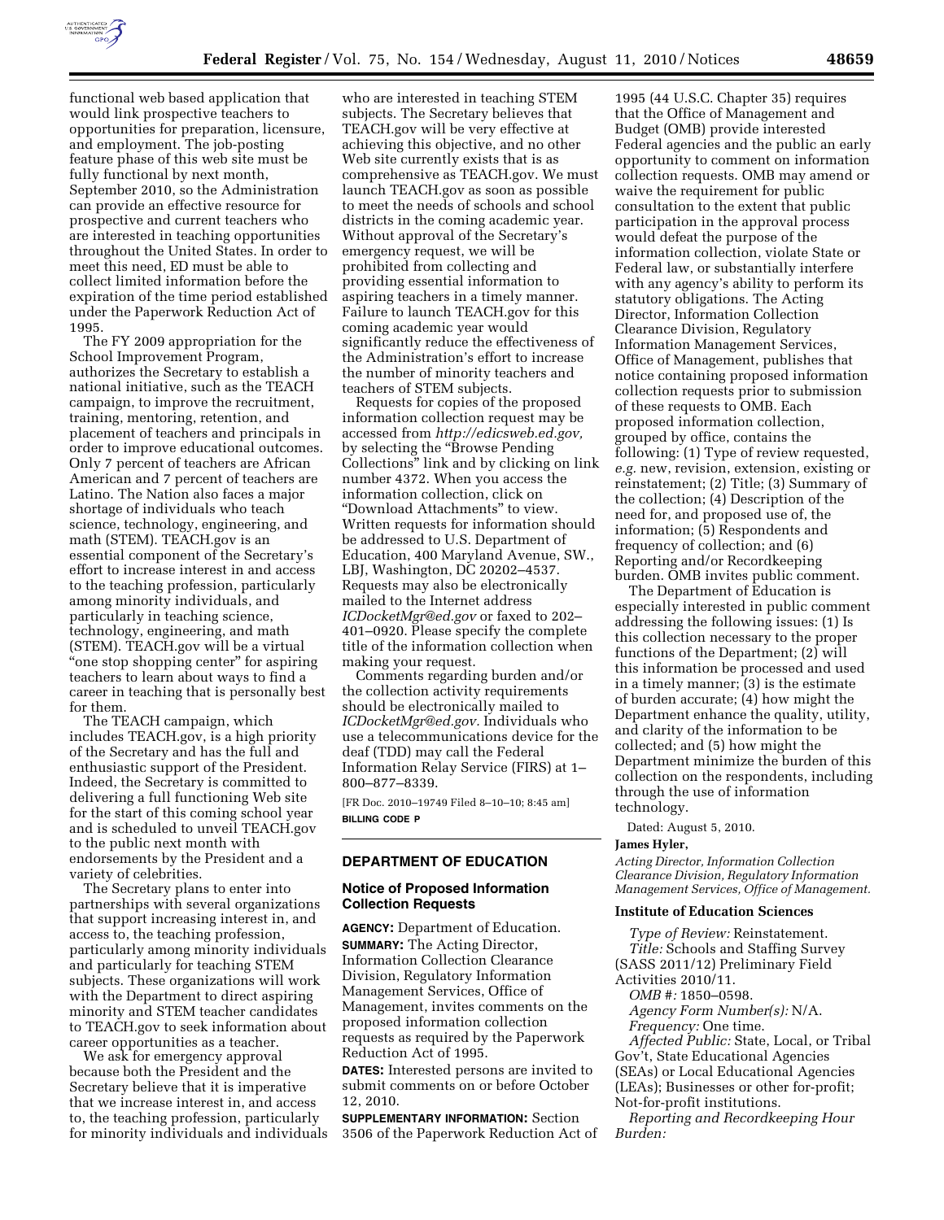functional web based application that would link prospective teachers to opportunities for preparation, licensure, and employment. The job-posting feature phase of this web site must be fully functional by next month, September 2010, so the Administration can provide an effective resource for prospective and current teachers who are interested in teaching opportunities throughout the United States. In order to meet this need, ED must be able to collect limited information before the expiration of the time period established under the Paperwork Reduction Act of 1995.

The FY 2009 appropriation for the School Improvement Program, authorizes the Secretary to establish a national initiative, such as the TEACH campaign, to improve the recruitment, training, mentoring, retention, and placement of teachers and principals in order to improve educational outcomes. Only 7 percent of teachers are African American and 7 percent of teachers are Latino. The Nation also faces a major shortage of individuals who teach science, technology, engineering, and math (STEM). TEACH.gov is an essential component of the Secretary's effort to increase interest in and access to the teaching profession, particularly among minority individuals, and particularly in teaching science, technology, engineering, and math (STEM). TEACH.gov will be a virtual "one stop shopping center" for aspiring teachers to learn about ways to find a career in teaching that is personally best for them.

The TEACH campaign, which includes TEACH.gov, is a high priority of the Secretary and has the full and enthusiastic support of the President. Indeed, the Secretary is committed to delivering a full functioning Web site for the start of this coming school year and is scheduled to unveil TEACH.gov to the public next month with endorsements by the President and a variety of celebrities.

The Secretary plans to enter into partnerships with several organizations that support increasing interest in, and access to, the teaching profession, particularly among minority individuals and particularly for teaching STEM subjects. These organizations will work with the Department to direct aspiring minority and STEM teacher candidates to TEACH.gov to seek information about career opportunities as a teacher.

We ask for emergency approval because both the President and the Secretary believe that it is imperative that we increase interest in, and access to, the teaching profession, particularly for minority individuals and individuals who are interested in teaching STEM subjects. The Secretary believes that TEACH.gov will be very effective at achieving this objective, and no other Web site currently exists that is as comprehensive as TEACH.gov. We must launch TEACH.gov as soon as possible to meet the needs of schools and school districts in the coming academic year. Without approval of the Secretary's emergency request, we will be prohibited from collecting and providing essential information to aspiring teachers in a timely manner. Failure to launch TEACH.gov for this coming academic year would significantly reduce the effectiveness of the Administration's effort to increase the number of minority teachers and teachers of STEM subjects.

Requests for copies of the proposed information collection request may be accessed from *http://edicsweb.ed.gov,* by selecting the "Browse Pending Collections" link and by clicking on link number 4372. When you access the information collection, click on "Download Attachments" to view. Written requests for information should be addressed to U.S. Department of Education, 400 Maryland Avenue, SW., LBJ, Washington, DC 20202–4537. Requests may also be electronically mailed to the Internet address *ICDocketMgr@ed.gov* or faxed to 202–401–0920. Please specify the complete title of the information collection when making your request.

Comments regarding burden and/or the collection activity requirements should be electronically mailed to *ICDocketMgr@ed.gov.* Individuals who use a telecommunications device for the deaf (TDD) may call the Federal Information Relay Service (FIRS) at 1–800–877–8339.

[FR Doc. 2010–19749 Filed 8–10–10; 8:45 am]

**BILLING CODE P**

## DEPARTMENT OF EDUCATION

### Notice of Proposed Information Collection Requests

**AGENCY:** Department of Education.

**SUMMARY:** The Acting Director, Information Collection Clearance Division, Regulatory Information Management Services, Office of Management, invites comments on the proposed information collection requests as required by the Paperwork Reduction Act of 1995.

**DATES:** Interested persons are invited to submit comments on or before October 12, 2010.

**SUPPLEMENTARY INFORMATION:** Section 3506 of the Paperwork Reduction Act of 1995 (44 U.S.C. Chapter 35) requires that the Office of Management and Budget (OMB) provide interested Federal agencies and the public an early opportunity to comment on information collection requests. OMB may amend or waive the requirement for public consultation to the extent that public participation in the approval process would defeat the purpose of the information collection, violate State or Federal law, or substantially interfere with any agency's ability to perform its statutory obligations. The Acting Director, Information Collection Clearance Division, Regulatory Information Management Services, Office of Management, publishes that notice containing proposed information collection requests prior to submission of these requests to OMB. Each proposed information collection, grouped by office, contains the following: (1) Type of review requested, *e.g.* new, revision, extension, existing or reinstatement; (2) Title; (3) Summary of the collection; (4) Description of the need for, and proposed use of, the information; (5) Respondents and frequency of collection; and (6) Reporting and/or Recordkeeping burden. OMB invites public comment.

The Department of Education is especially interested in public comment addressing the following issues: (1) Is this collection necessary to the proper functions of the Department; (2) will this information be processed and used in a timely manner; (3) is the estimate of burden accurate; (4) how might the Department enhance the quality, utility, and clarity of the information to be collected; and (5) how might the Department minimize the burden of this collection on the respondents, including through the use of information technology.

Dated: August 5, 2010.

**James Hyler,**

*Acting Director, Information Collection Clearance Division, Regulatory Information Management Services, Office of Management.*

**Institute of Education Sciences**

*Type of Review:* Reinstatement.

*Title:* Schools and Staffing Survey (SASS 2011/12) Preliminary Field Activities 2010/11.

*OMB #:* 1850–0598.

*Agency Form Number(s):* N/A.

*Frequency:* One time.

*Affected Public:* State, Local, or Tribal Gov't, State Educational Agencies (SEAs) or Local Educational Agencies (LEAs); Businesses or other for-profit; Not-for-profit institutions.

*Reporting and Recordkeeping Hour Burden:*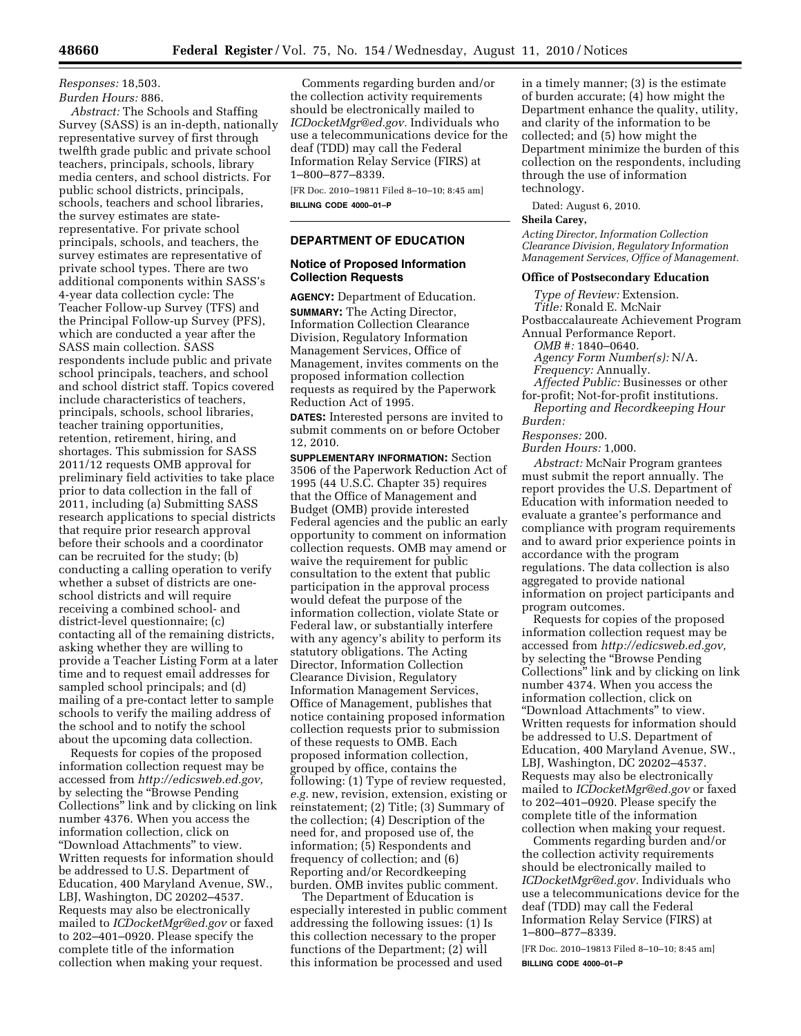*Responses:* 18,503.

*Burden Hours:* 886.

*Abstract:* The Schools and Staffing Survey (SASS) is an in-depth, nationally representative survey of first through twelfth grade public and private school teachers, principals, schools, library media centers, and school districts. For public school districts, principals, schools, teachers and school libraries, the survey estimates are state-representative. For private school principals, schools, and teachers, the survey estimates are representative of private school types. There are two additional components within SASS's 4-year data collection cycle: The Teacher Follow-up Survey (TFS) and the Principal Follow-up Survey (PFS), which are conducted a year after the SASS main collection. SASS respondents include public and private school principals, teachers, and school and school district staff. Topics covered include characteristics of teachers, principals, schools, school libraries, teacher training opportunities, retention, retirement, hiring, and shortages. This submission for SASS 2011/12 requests OMB approval for preliminary field activities to take place prior to data collection in the fall of 2011, including (a) Submitting SASS research applications to special districts that require prior research approval before their schools and a coordinator can be recruited for the study; (b) conducting a calling operation to verify whether a subset of districts are one-school districts and will require receiving a combined school- and district-level questionnaire; (c) contacting all of the remaining districts, asking whether they are willing to provide a Teacher Listing Form at a later time and to request email addresses for sampled school principals; and (d) mailing of a pre-contact letter to sample schools to verify the mailing address of the school and to notify the school about the upcoming data collection.

Requests for copies of the proposed information collection request may be accessed from *http://edicsweb.ed.gov,* by selecting the "Browse Pending Collections" link and by clicking on link number 4376. When you access the information collection, click on "Download Attachments" to view. Written requests for information should be addressed to U.S. Department of Education, 400 Maryland Avenue, SW., LBJ, Washington, DC 20202–4537. Requests may also be electronically mailed to *ICDocketMgr@ed.gov* or faxed to 202–401–0920. Please specify the complete title of the information collection when making your request.

Comments regarding burden and/or the collection activity requirements should be electronically mailed to *ICDocketMgr@ed.gov.* Individuals who use a telecommunications device for the deaf (TDD) may call the Federal Information Relay Service (FIRS) at 1–800–877–8339.

[FR Doc. 2010–19811 Filed 8–10–10; 8:45 am]

**BILLING CODE 4000–01–P**

## DEPARTMENT OF EDUCATION

### Notice of Proposed Information Collection Requests

**AGENCY:** Department of Education.

**SUMMARY:** The Acting Director, Information Collection Clearance Division, Regulatory Information Management Services, Office of Management, invites comments on the proposed information collection requests as required by the Paperwork Reduction Act of 1995.

**DATES:** Interested persons are invited to submit comments on or before October 12, 2010.

**SUPPLEMENTARY INFORMATION:** Section 3506 of the Paperwork Reduction Act of 1995 (44 U.S.C. Chapter 35) requires that the Office of Management and Budget (OMB) provide interested Federal agencies and the public an early opportunity to comment on information collection requests. OMB may amend or waive the requirement for public consultation to the extent that public participation in the approval process would defeat the purpose of the information collection, violate State or Federal law, or substantially interfere with any agency's ability to perform its statutory obligations. The Acting Director, Information Collection Clearance Division, Regulatory Information Management Services, Office of Management, publishes that notice containing proposed information collection requests prior to submission of these requests to OMB. Each proposed information collection, grouped by office, contains the following: (1) Type of review requested, *e.g.* new, revision, extension, existing or reinstatement; (2) Title; (3) Summary of the collection; (4) Description of the need for, and proposed use of, the information; (5) Respondents and frequency of collection; and (6) Reporting and/or Recordkeeping burden. OMB invites public comment.

The Department of Education is especially interested in public comment addressing the following issues: (1) Is this collection necessary to the proper functions of the Department; (2) will this information be processed and used in a timely manner; (3) is the estimate of burden accurate; (4) how might the Department enhance the quality, utility, and clarity of the information to be collected; and (5) how might the Department minimize the burden of this collection on the respondents, including through the use of information technology.

Dated: August 6, 2010.

**Sheila Carey,**

*Acting Director, Information Collection Clearance Division, Regulatory Information Management Services, Office of Management.*

### Office of Postsecondary Education

*Type of Review:* Extension.

*Title:* Ronald E. McNair Postbaccalaureate Achievement Program Annual Performance Report.

*OMB #:* 1840–0640.

*Agency Form Number(s):* N/A.

*Frequency:* Annually.

*Affected Public:* Businesses or other for-profit; Not-for-profit institutions.

*Reporting and Recordkeeping Hour Burden:*

*Responses:* 200.

*Burden Hours:* 1,000.

*Abstract:* McNair Program grantees must submit the report annually. The report provides the U.S. Department of Education with information needed to evaluate a grantee's performance and compliance with program requirements and to award prior experience points in accordance with the program regulations. The data collection is also aggregated to provide national information on project participants and program outcomes.

Requests for copies of the proposed information collection request may be accessed from *http://edicsweb.ed.gov,* by selecting the "Browse Pending Collections" link and by clicking on link number 4374. When you access the information collection, click on "Download Attachments" to view. Written requests for information should be addressed to U.S. Department of Education, 400 Maryland Avenue, SW., LBJ, Washington, DC 20202–4537. Requests may also be electronically mailed to *ICDocketMgr@ed.gov* or faxed to 202–401–0920. Please specify the complete title of the information collection when making your request.

Comments regarding burden and/or the collection activity requirements should be electronically mailed to *ICDocketMgr@ed.gov.* Individuals who use a telecommunications device for the deaf (TDD) may call the Federal Information Relay Service (FIRS) at 1–800–877–8339.

[FR Doc. 2010–19813 Filed 8–10–10; 8:45 am]

**BILLING CODE 4000–01–P**